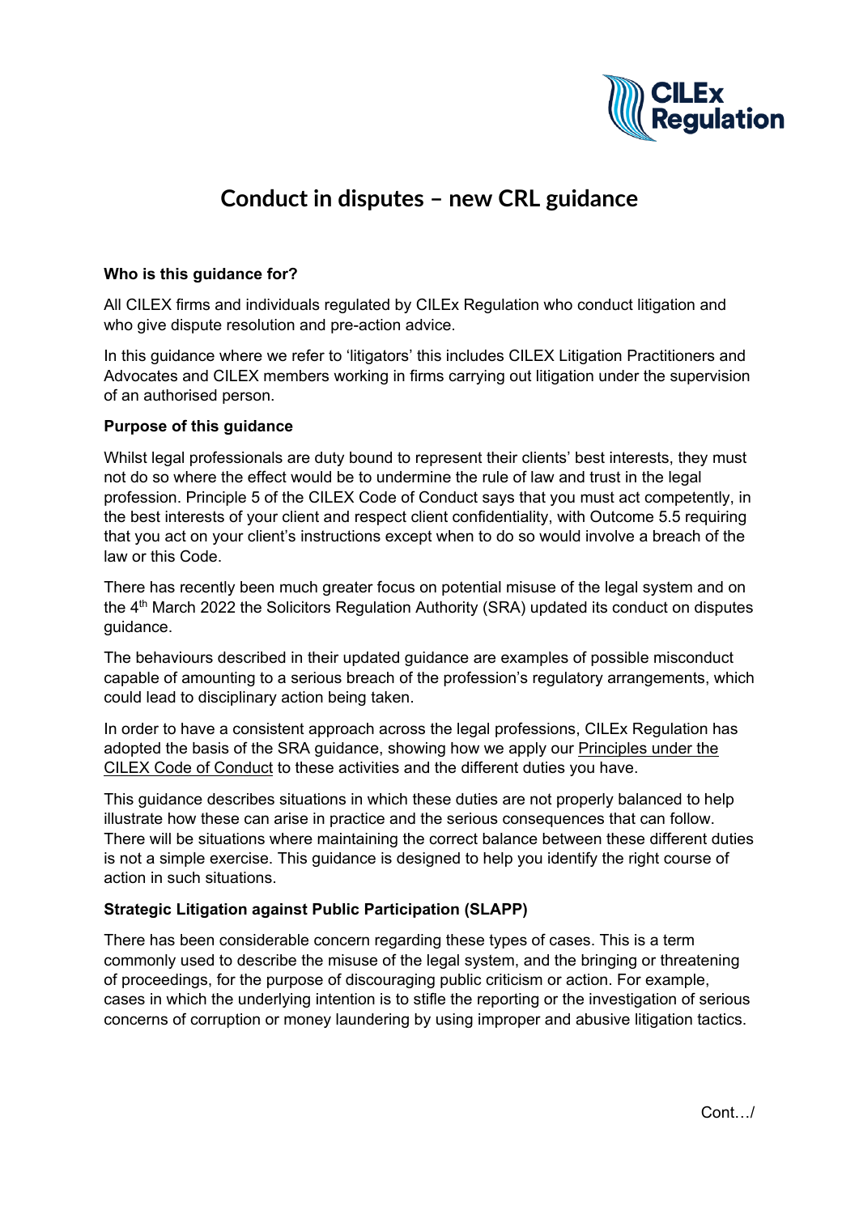# Conduct in disputes – new CRL guidance

**Who is this guidance for?**

All CILEX firms and individuals regulated by CILEx Regulation who conduct litigation and who give dispute resolution and pre-action advice.

In this guidance where we refer to 'litigators' this includes CILEX Litigation Practitioners and Advocates and CILEX members working in firms carrying out litigation under the supervision of an authorised person.

**Purpose of this guidance**

Whilst legal professionals are duty bound to represent their clients' best interests, they must not do so where the effect would be to undermine the rule of law and trust in the legal profession. Principle 5 of the CILEX Code of Conduct says that you must act competently, in the best interests of your client and respect client confidentiality, with Outcome 5.5 requiring that you act on your client's instructions except when to do so would involve a breach of the law or this Code.

There has recently been much greater focus on potential misuse of the legal system and on the 4th March 2022 the Solicitors Regulation Authority (SRA) updated its conduct on disputes guidance.

The behaviours described in their updated guidance are examples of possible misconduct capable of amounting to a serious breach of the profession's regulatory arrangements, which could lead to disciplinary action being taken.

In order to have a consistent approach across the legal professions, CILEx Regulation has adopted the basis of the SRA guidance, showing how we apply our Principles under the CILEX Code of Conduct to these activities and the different duties you have.

This guidance describes situations in which these duties are not properly balanced to help illustrate how these can arise in practice and the serious consequences that can follow. There will be situations where maintaining the correct balance between these different duties is not a simple exercise. This guidance is designed to help you identify the right course of action in such situations.

**Strategic Litigation against Public Participation (SLAPP)**

There has been considerable concern regarding these types of cases. This is a term commonly used to describe the misuse of the legal system, and the bringing or threatening of proceedings, for the purpose of discouraging public criticism or action. For example, cases in which the underlying intention is to stifle the reporting or the investigation of serious concerns of corruption or money laundering by using improper and abusive litigation tactics.

Cont…/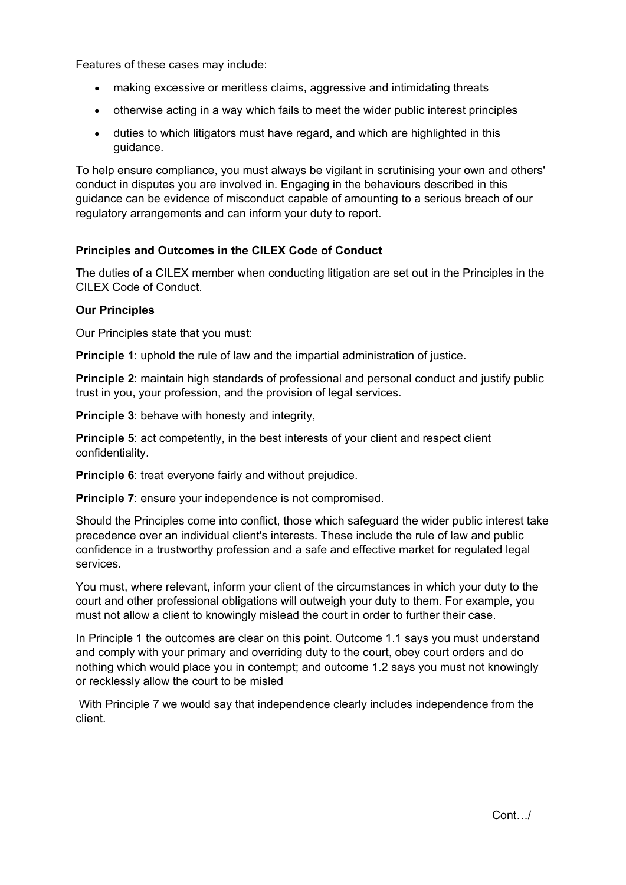Features of these cases may include:

- making excessive or meritless claims, aggressive and intimidating threats
- otherwise acting in a way which fails to meet the wider public interest principles
- duties to which litigators must have regard, and which are highlighted in this guidance.

To help ensure compliance, you must always be vigilant in scrutinising your own and others' conduct in disputes you are involved in. Engaging in the behaviours described in this guidance can be evidence of misconduct capable of amounting to a serious breach of our regulatory arrangements and can inform your duty to report.

**Principles and Outcomes in the CILEX Code of Conduct**

The duties of a CILEX member when conducting litigation are set out in the Principles in the CILEX Code of Conduct.

**Our Principles**

Our Principles state that you must:

**Principle 1**: uphold the rule of law and the impartial administration of justice.

**Principle 2**: maintain high standards of professional and personal conduct and justify public trust in you, your profession, and the provision of legal services.

**Principle 3**: behave with honesty and integrity,

**Principle 5**: act competently, in the best interests of your client and respect client confidentiality.

**Principle 6**: treat everyone fairly and without prejudice.

**Principle 7**: ensure your independence is not compromised.

Should the Principles come into conflict, those which safeguard the wider public interest take precedence over an individual client's interests. These include the rule of law and public confidence in a trustworthy profession and a safe and effective market for regulated legal services.

You must, where relevant, inform your client of the circumstances in which your duty to the court and other professional obligations will outweigh your duty to them. For example, you must not allow a client to knowingly mislead the court in order to further their case.

In Principle 1 the outcomes are clear on this point. Outcome 1.1 says you must understand and comply with your primary and overriding duty to the court, obey court orders and do nothing which would place you in contempt; and outcome 1.2 says you must not knowingly or recklessly allow the court to be misled

With Principle 7 we would say that independence clearly includes independence from the client.

Cont…/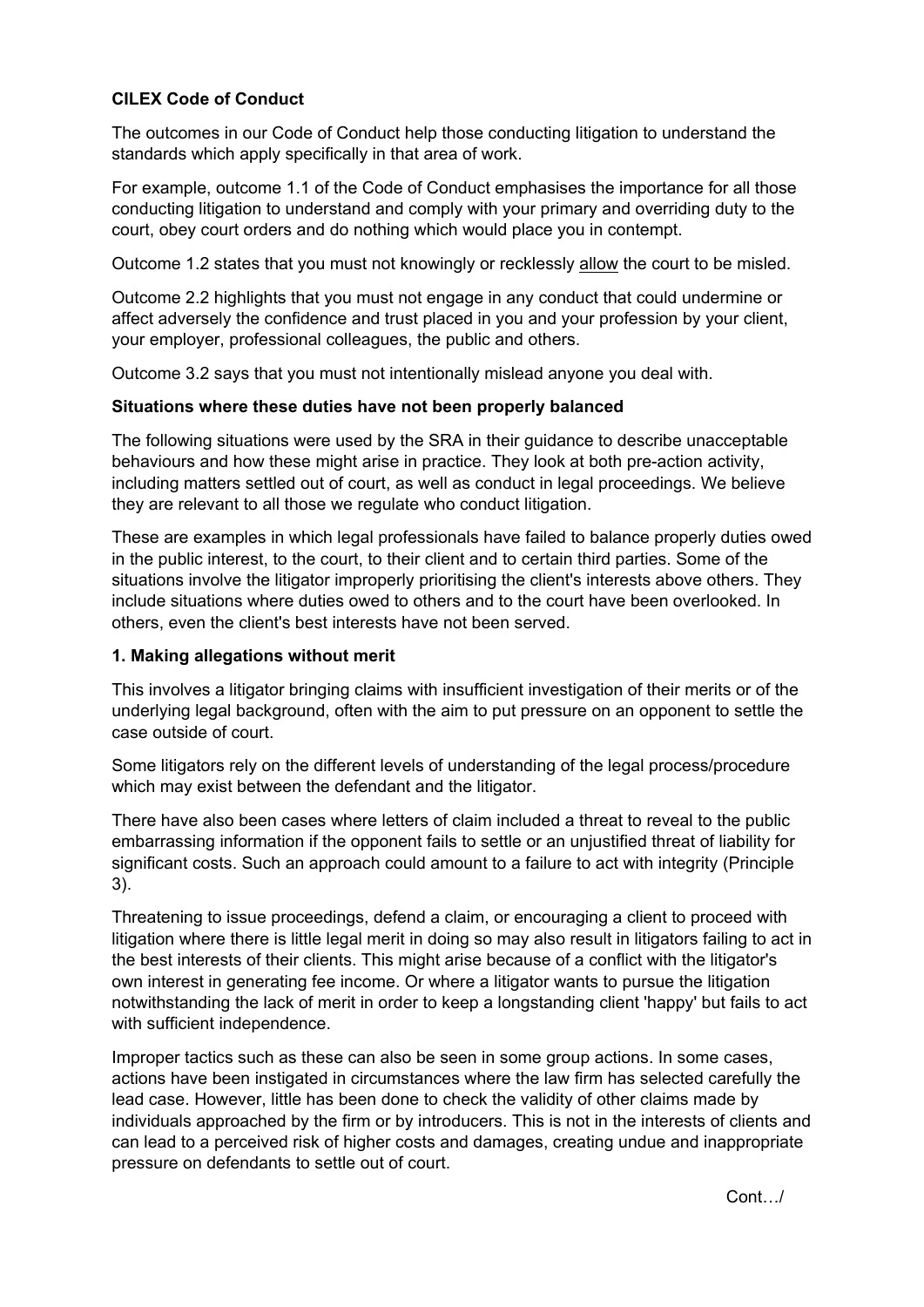**CILEX Code of Conduct**

The outcomes in our Code of Conduct help those conducting litigation to understand the standards which apply specifically in that area of work.

For example, outcome 1.1 of the Code of Conduct emphasises the importance for all those conducting litigation to understand and comply with your primary and overriding duty to the court, obey court orders and do nothing which would place you in contempt.

Outcome 1.2 states that you must not knowingly or recklessly <u>allow</u> the court to be misled.

Outcome 2.2 highlights that you must not engage in any conduct that could undermine or affect adversely the confidence and trust placed in you and your profession by your client, your employer, professional colleagues, the public and others.

Outcome 3.2 says that you must not intentionally mislead anyone you deal with.

**Situations where these duties have not been properly balanced**

The following situations were used by the SRA in their guidance to describe unacceptable behaviours and how these might arise in practice. They look at both pre-action activity, including matters settled out of court, as well as conduct in legal proceedings. We believe they are relevant to all those we regulate who conduct litigation.

These are examples in which legal professionals have failed to balance properly duties owed in the public interest, to the court, to their client and to certain third parties. Some of the situations involve the litigator improperly prioritising the client's interests above others. They include situations where duties owed to others and to the court have been overlooked. In others, even the client's best interests have not been served.

**1. Making allegations without merit**

This involves a litigator bringing claims with insufficient investigation of their merits or of the underlying legal background, often with the aim to put pressure on an opponent to settle the case outside of court.

Some litigators rely on the different levels of understanding of the legal process/procedure which may exist between the defendant and the litigator.

There have also been cases where letters of claim included a threat to reveal to the public embarrassing information if the opponent fails to settle or an unjustified threat of liability for significant costs. Such an approach could amount to a failure to act with integrity (Principle 3).

Threatening to issue proceedings, defend a claim, or encouraging a client to proceed with litigation where there is little legal merit in doing so may also result in litigators failing to act in the best interests of their clients. This might arise because of a conflict with the litigator's own interest in generating fee income. Or where a litigator wants to pursue the litigation notwithstanding the lack of merit in order to keep a longstanding client 'happy' but fails to act with sufficient independence.

Improper tactics such as these can also be seen in some group actions. In some cases, actions have been instigated in circumstances where the law firm has selected carefully the lead case. However, little has been done to check the validity of other claims made by individuals approached by the firm or by introducers. This is not in the interests of clients and can lead to a perceived risk of higher costs and damages, creating undue and inappropriate pressure on defendants to settle out of court.

Cont…/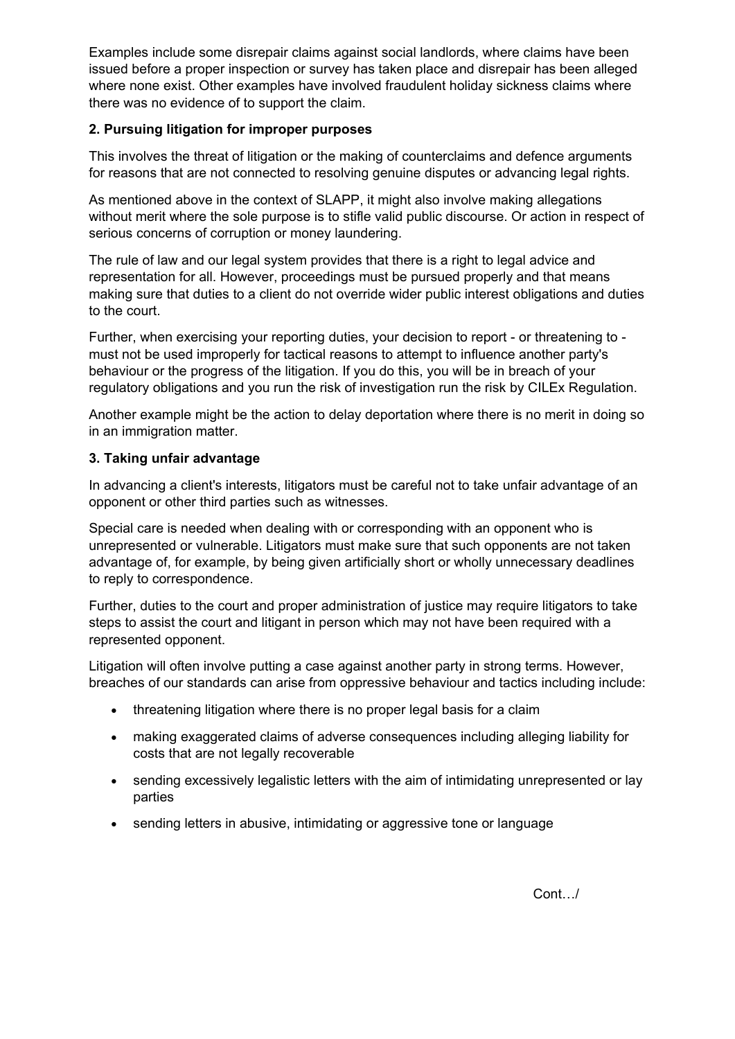Examples include some disrepair claims against social landlords, where claims have been issued before a proper inspection or survey has taken place and disrepair has been alleged where none exist. Other examples have involved fraudulent holiday sickness claims where there was no evidence of to support the claim.

**2. Pursuing litigation for improper purposes**

This involves the threat of litigation or the making of counterclaims and defence arguments for reasons that are not connected to resolving genuine disputes or advancing legal rights.

As mentioned above in the context of SLAPP, it might also involve making allegations without merit where the sole purpose is to stifle valid public discourse. Or action in respect of serious concerns of corruption or money laundering.

The rule of law and our legal system provides that there is a right to legal advice and representation for all. However, proceedings must be pursued properly and that means making sure that duties to a client do not override wider public interest obligations and duties to the court.

Further, when exercising your reporting duties, your decision to report - or threatening to - must not be used improperly for tactical reasons to attempt to influence another party's behaviour or the progress of the litigation. If you do this, you will be in breach of your regulatory obligations and you run the risk of investigation run the risk by CILEx Regulation.

Another example might be the action to delay deportation where there is no merit in doing so in an immigration matter.

**3. Taking unfair advantage**

In advancing a client's interests, litigators must be careful not to take unfair advantage of an opponent or other third parties such as witnesses.

Special care is needed when dealing with or corresponding with an opponent who is unrepresented or vulnerable. Litigators must make sure that such opponents are not taken advantage of, for example, by being given artificially short or wholly unnecessary deadlines to reply to correspondence.

Further, duties to the court and proper administration of justice may require litigators to take steps to assist the court and litigant in person which may not have been required with a represented opponent.

Litigation will often involve putting a case against another party in strong terms. However, breaches of our standards can arise from oppressive behaviour and tactics including include:

- threatening litigation where there is no proper legal basis for a claim
- making exaggerated claims of adverse consequences including alleging liability for costs that are not legally recoverable
- sending excessively legalistic letters with the aim of intimidating unrepresented or lay parties
- sending letters in abusive, intimidating or aggressive tone or language

Cont…/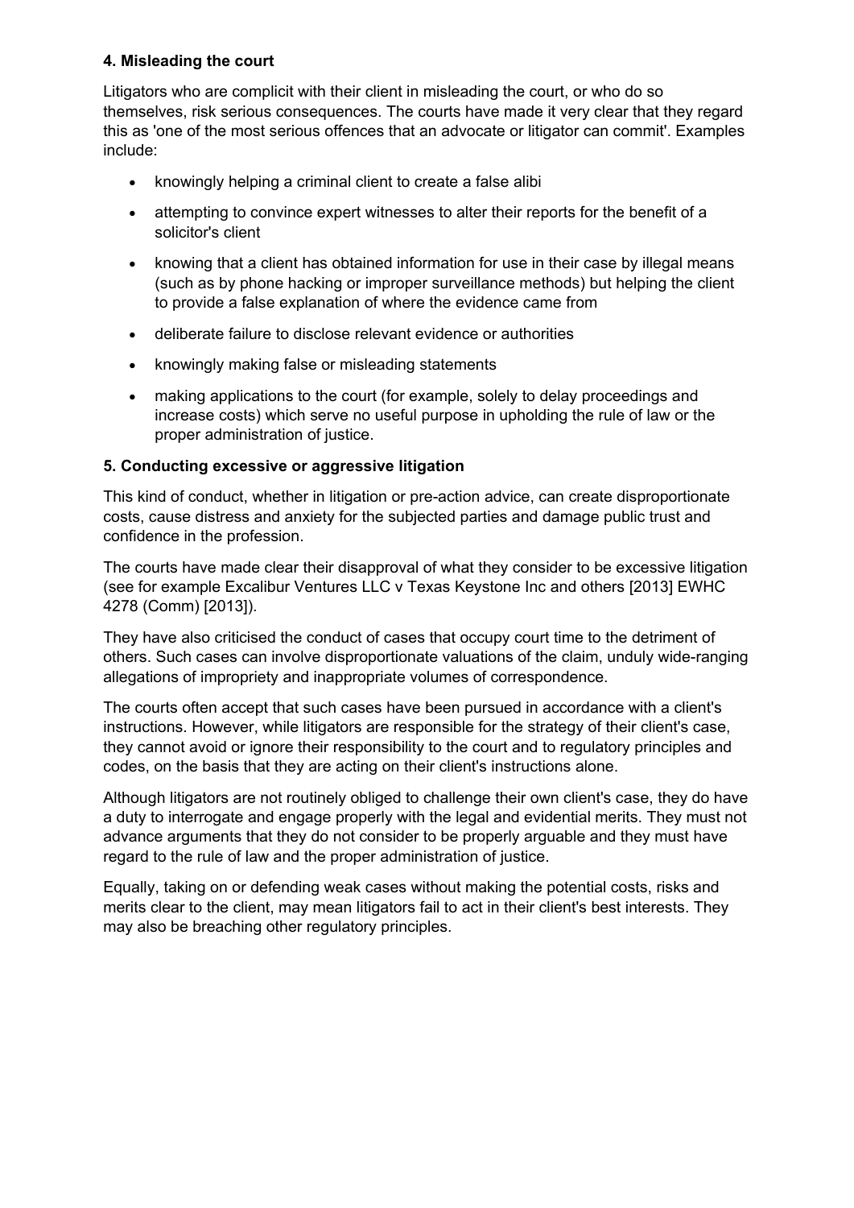### 4. Misleading the court

Litigators who are complicit with their client in misleading the court, or who do so themselves, risk serious consequences. The courts have made it very clear that they regard this as 'one of the most serious offences that an advocate or litigator can commit'. Examples include:

- knowingly helping a criminal client to create a false alibi
- attempting to convince expert witnesses to alter their reports for the benefit of a solicitor's client
- knowing that a client has obtained information for use in their case by illegal means (such as by phone hacking or improper surveillance methods) but helping the client to provide a false explanation of where the evidence came from
- deliberate failure to disclose relevant evidence or authorities
- knowingly making false or misleading statements
- making applications to the court (for example, solely to delay proceedings and increase costs) which serve no useful purpose in upholding the rule of law or the proper administration of justice.

### 5. Conducting excessive or aggressive litigation

This kind of conduct, whether in litigation or pre-action advice, can create disproportionate costs, cause distress and anxiety for the subjected parties and damage public trust and confidence in the profession.

The courts have made clear their disapproval of what they consider to be excessive litigation (see for example Excalibur Ventures LLC v Texas Keystone Inc and others [2013] EWHC 4278 (Comm) [2013]).

They have also criticised the conduct of cases that occupy court time to the detriment of others. Such cases can involve disproportionate valuations of the claim, unduly wide-ranging allegations of impropriety and inappropriate volumes of correspondence.

The courts often accept that such cases have been pursued in accordance with a client's instructions. However, while litigators are responsible for the strategy of their client's case, they cannot avoid or ignore their responsibility to the court and to regulatory principles and codes, on the basis that they are acting on their client's instructions alone.

Although litigators are not routinely obliged to challenge their own client's case, they do have a duty to interrogate and engage properly with the legal and evidential merits. They must not advance arguments that they do not consider to be properly arguable and they must have regard to the rule of law and the proper administration of justice.

Equally, taking on or defending weak cases without making the potential costs, risks and merits clear to the client, may mean litigators fail to act in their client's best interests. They may also be breaching other regulatory principles.